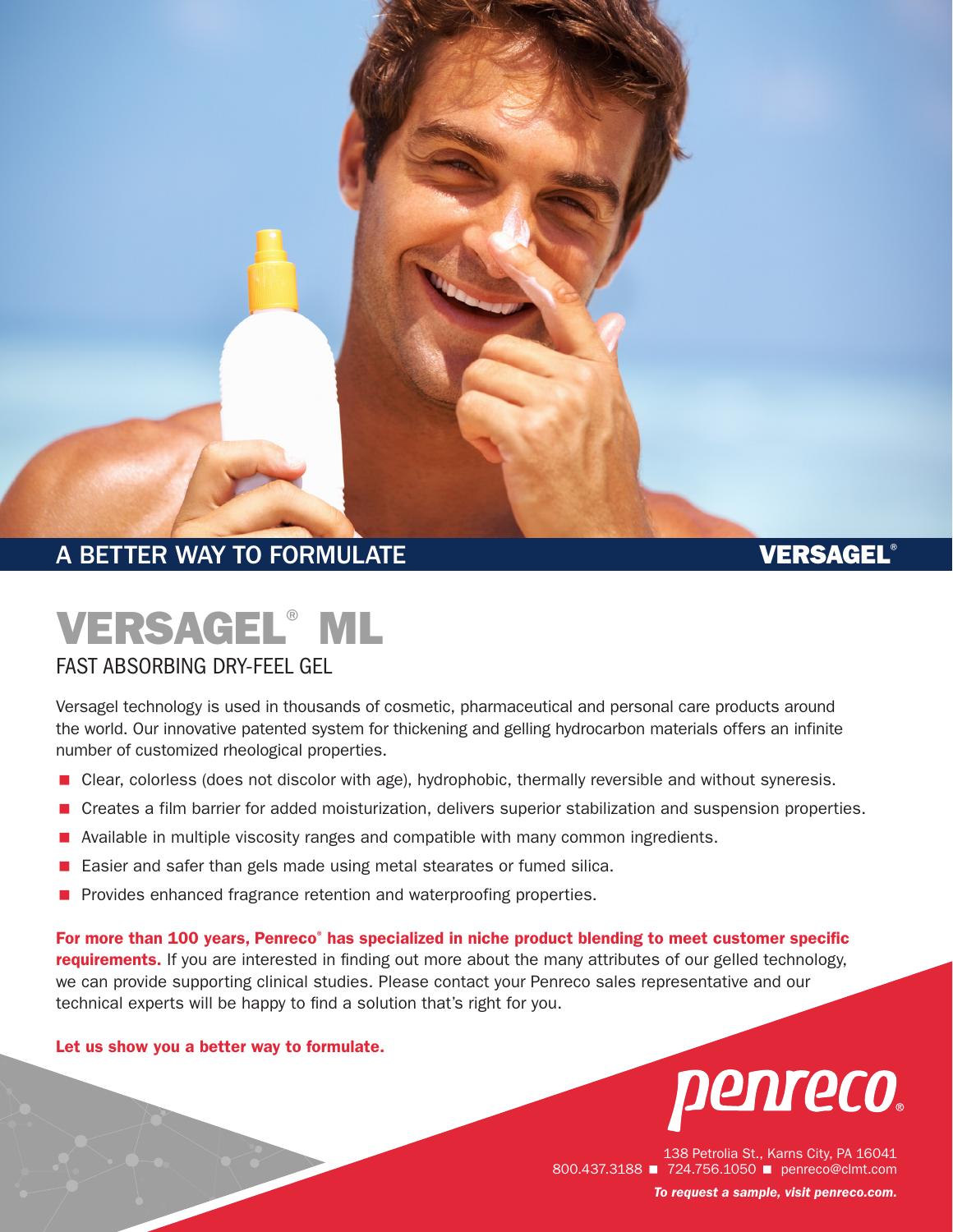A BETTER WAY TO FORMULATE

VERSAGEL®

# VERSAGEL® ML

## FAST ABSORBING DRY-FEEL GEL

Versagel technology is used in thousands of cosmetic, pharmaceutical and personal care products around the world. Our innovative patented system for thickening and gelling hydrocarbon materials offers an infinite number of customized rheological properties.

- Clear, colorless (does not discolor with age), hydrophobic, thermally reversible and without syneresis.
- Creates a film barrier for added moisturization, delivers superior stabilization and suspension properties.
- Available in multiple viscosity ranges and compatible with many common ingredients.
- Easier and safer than gels made using metal stearates or fumed silica.
- Provides enhanced fragrance retention and waterproofing properties.

**For more than 100 years, Penreco® has specialized in niche product blending to meet customer specific requirements.** If you are interested in finding out more about the many attributes of our gelled technology, we can provide supporting clinical studies. Please contact your Penreco sales representative and our technical experts will be happy to find a solution that's right for you.

**Let us show you a better way to formulate.**

penreco®

138 Petrolia St., Karns City, PA 16041
800.437.3188 ■ 724.756.1050 ■ penreco@clmt.com

***To request a sample, visit penreco.com.***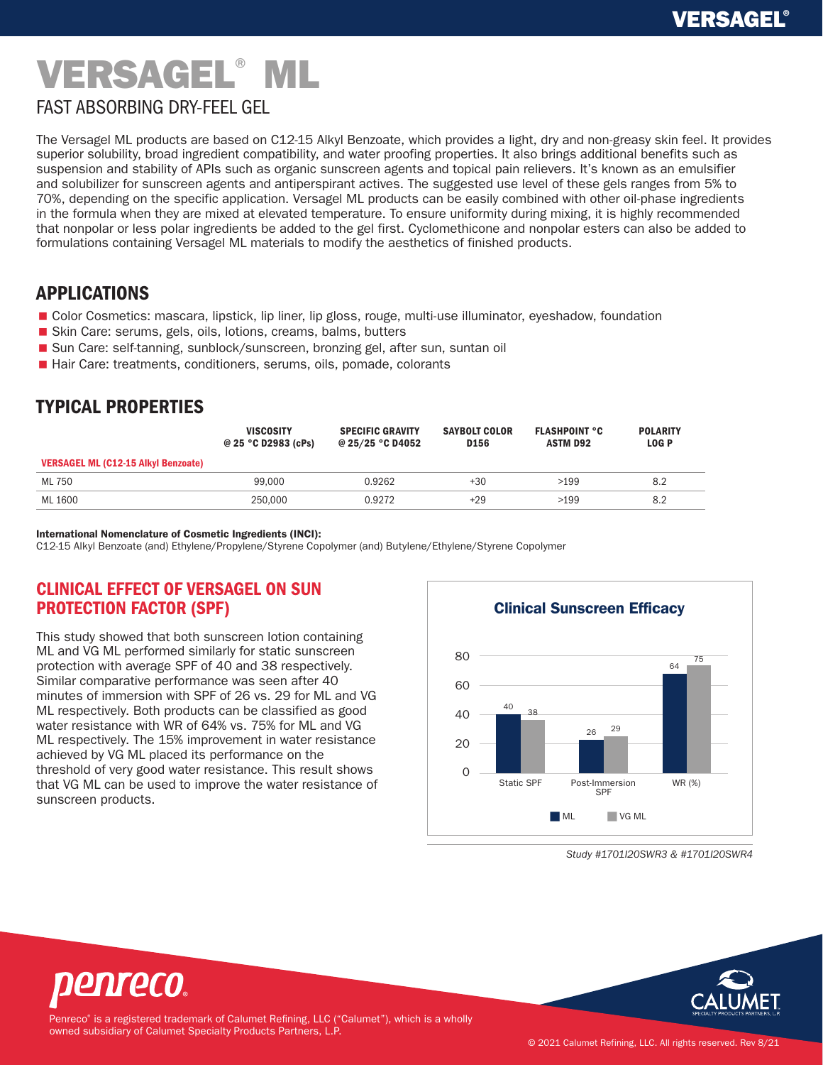# VERSAGEL® ML

## FAST ABSORBING DRY-FEEL GEL

The Versagel ML products are based on C12-15 Alkyl Benzoate, which provides a light, dry and non-greasy skin feel. It provides superior solubility, broad ingredient compatibility, and water proofing properties. It also brings additional benefits such as suspension and stability of APIs such as organic sunscreen agents and topical pain relievers. It's known as an emulsifier and solubilizer for sunscreen agents and antiperspirant actives. The suggested use level of these gels ranges from 5% to 70%, depending on the specific application. Versagel ML products can be easily combined with other oil-phase ingredients in the formula when they are mixed at elevated temperature. To ensure uniformity during mixing, it is highly recommended that nonpolar or less polar ingredients be added to the gel first. Cyclomethicone and nonpolar esters can also be added to formulations containing Versagel ML materials to modify the aesthetics of finished products.

## APPLICATIONS

- Color Cosmetics: mascara, lipstick, lip liner, lip gloss, rouge, multi-use illuminator, eyeshadow, foundation
- Skin Care: serums, gels, oils, lotions, creams, balms, butters
- Sun Care: self-tanning, sunblock/sunscreen, bronzing gel, after sun, suntan oil
- Hair Care: treatments, conditioners, serums, oils, pomade, colorants

## TYPICAL PROPERTIES

| | VISCOSITY @ 25 °C D2983 (cPs) | SPECIFIC GRAVITY @ 25/25 °C D4052 | SAYBOLT COLOR D156 | FLASHPOINT °C ASTM D92 | POLARITY LOG P |
|---|---|---|---|---|---|
| **VERSAGEL ML (C12-15 Alkyl Benzoate)** | | | | | |
| ML 750 | 99,000 | 0.9262 | +30 | >199 | 8.2 |
| ML 1600 | 250,000 | 0.9272 | +29 | >199 | 8.2 |

**International Nomenclature of Cosmetic Ingredients (INCI):**
C12-15 Alkyl Benzoate (and) Ethylene/Propylene/Styrene Copolymer (and) Butylene/Ethylene/Styrene Copolymer

## CLINICAL EFFECT OF VERSAGEL ON SUN PROTECTION FACTOR (SPF)

This study showed that both sunscreen lotion containing ML and VG ML performed similarly for static sunscreen protection with average SPF of 40 and 38 respectively. Similar comparative performance was seen after 40 minutes of immersion with SPF of 26 vs. 29 for ML and VG ML respectively. Both products can be classified as good water resistance with WR of 64% vs. 75% for ML and VG ML respectively. The 15% improvement in water resistance achieved by VG ML placed its performance on the threshold of very good water resistance. This result shows that VG ML can be used to improve the water resistance of sunscreen products.

Clinical Sunscreen Efficacy

0 20 40 60 80

Static SPF: 40, 38
Post-Immersion SPF: 26, 29
WR (%): 64, 75

ML VG ML

*Study #1701I20SWR3 & #1701I20SWR4*

Penreco® is a registered trademark of Calumet Refining, LLC ("Calumet"), which is a wholly owned subsidiary of Calumet Specialty Products Partners, L.P.

© 2021 Calumet Refining, LLC. All rights reserved. Rev 8/21